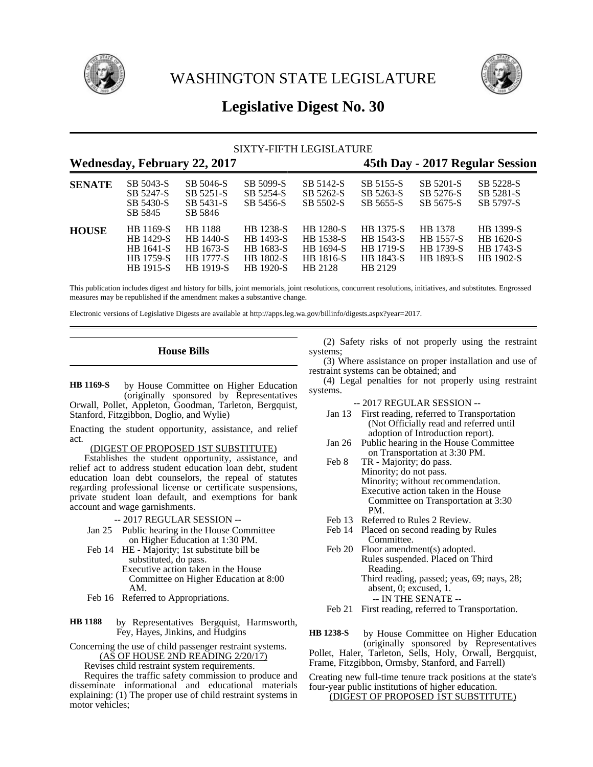# WASHINGTON STATE LEGISLATURE

## Legislative Digest No. 30

SIXTY-FIFTH LEGISLATURE

**Wednesday, February 22, 2017** **45th Day - 2017 Regular Session**

| | | | | | | | |
|---|---|---|---|---|---|---|---|
| **SENATE** | SB 5043-S | SB 5046-S | SB 5099-S | SB 5142-S | SB 5155-S | SB 5201-S | SB 5228-S |
| | SB 5247-S | SB 5251-S | SB 5254-S | SB 5262-S | SB 5263-S | SB 5276-S | SB 5281-S |
| | SB 5430-S | SB 5431-S | SB 5456-S | SB 5502-S | SB 5655-S | SB 5675-S | SB 5797-S |
| | SB 5845 | SB 5846 | | | | | |
| **HOUSE** | HB 1169-S | HB 1188 | HB 1238-S | HB 1280-S | HB 1375-S | HB 1378 | HB 1399-S |
| | HB 1429-S | HB 1440-S | HB 1493-S | HB 1538-S | HB 1543-S | HB 1557-S | HB 1620-S |
| | HB 1641-S | HB 1673-S | HB 1683-S | HB 1694-S | HB 1719-S | HB 1739-S | HB 1743-S |
| | HB 1759-S | HB 1777-S | HB 1802-S | HB 1816-S | HB 1843-S | HB 1893-S | HB 1902-S |
| | HB 1915-S | HB 1919-S | HB 1920-S | HB 2128 | HB 2129 | | |

This publication includes digest and history for bills, joint memorials, joint resolutions, concurrent resolutions, initiatives, and substitutes. Engrossed measures may be republished if the amendment makes a substantive change.

Electronic versions of Legislative Digests are available at http://apps.leg.wa.gov/billinfo/digests.aspx?year=2017.

### House Bills

**HB 1169-S** by House Committee on Higher Education (originally sponsored by Representatives Orwall, Pollet, Appleton, Goodman, Tarleton, Bergquist, Stanford, Fitzgibbon, Doglio, and Wylie)

Enacting the student opportunity, assistance, and relief act.

(DIGEST OF PROPOSED 1ST SUBSTITUTE)

Establishes the student opportunity, assistance, and relief act to address student education loan debt, student education loan debt counselors, the repeal of statutes regarding professional license or certificate suspensions, private student loan default, and exemptions for bank account and wage garnishments.

-- 2017 REGULAR SESSION --

Jan 25 Public hearing in the House Committee on Higher Education at 1:30 PM.

Feb 14 HE - Majority; 1st substitute bill be substituted, do pass.
Executive action taken in the House Committee on Higher Education at 8:00 AM.

Feb 16 Referred to Appropriations.

**HB 1188** by Representatives Bergquist, Harmsworth, Fey, Hayes, Jinkins, and Hudgins

Concerning the use of child passenger restraint systems.

(AS OF HOUSE 2ND READING 2/20/17)

Revises child restraint system requirements.

Requires the traffic safety commission to produce and disseminate informational and educational materials explaining: (1) The proper use of child restraint systems in motor vehicles;

(2) Safety risks of not properly using the restraint systems;

(3) Where assistance on proper installation and use of restraint systems can be obtained; and

(4) Legal penalties for not properly using restraint systems.

-- 2017 REGULAR SESSION --

Jan 13 First reading, referred to Transportation (Not Officially read and referred until adoption of Introduction report).

Jan 26 Public hearing in the House Committee on Transportation at 3:30 PM.

Feb 8 TR - Majority; do pass.
Minority; do not pass.
Minority; without recommendation.
Executive action taken in the House Committee on Transportation at 3:30 PM.

Feb 13 Referred to Rules 2 Review.

Feb 14 Placed on second reading by Rules Committee.

Feb 20 Floor amendment(s) adopted.
Rules suspended. Placed on Third Reading.
Third reading, passed; yeas, 69; nays, 28; absent, 0; excused, 1.

-- IN THE SENATE --

Feb 21 First reading, referred to Transportation.

**HB 1238-S** by House Committee on Higher Education (originally sponsored by Representatives Pollet, Haler, Tarleton, Sells, Holy, Orwall, Bergquist, Frame, Fitzgibbon, Ormsby, Stanford, and Farrell)

Creating new full-time tenure track positions at the state's four-year public institutions of higher education.

(DIGEST OF PROPOSED 1ST SUBSTITUTE)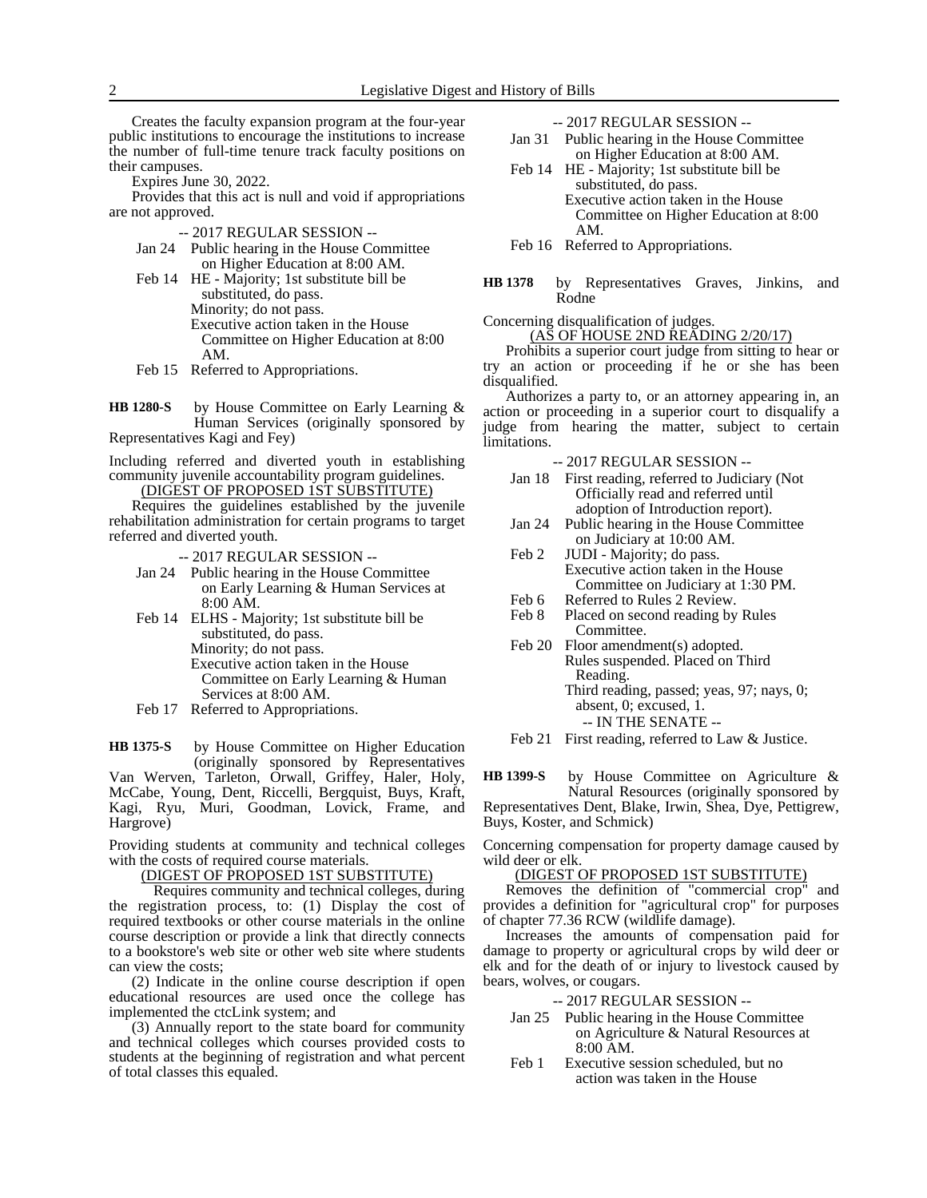Creates the faculty expansion program at the four-year public institutions to encourage the institutions to increase the number of full-time tenure track faculty positions on their campuses.

Expires June 30, 2022.

Provides that this act is null and void if appropriations are not approved.

-- 2017 REGULAR SESSION --

Jan 24 Public hearing in the House Committee on Higher Education at 8:00 AM.

Feb 14 HE - Majority; 1st substitute bill be substituted, do pass.
Minority; do not pass.
Executive action taken in the House Committee on Higher Education at 8:00 AM.

Feb 15 Referred to Appropriations.

**HB 1280-S** by House Committee on Early Learning & Human Services (originally sponsored by Representatives Kagi and Fey)

Including referred and diverted youth in establishing community juvenile accountability program guidelines.

(DIGEST OF PROPOSED 1ST SUBSTITUTE)

Requires the guidelines established by the juvenile rehabilitation administration for certain programs to target referred and diverted youth.

-- 2017 REGULAR SESSION --

Jan 24 Public hearing in the House Committee on Early Learning & Human Services at 8:00 AM.

Feb 14 ELHS - Majority; 1st substitute bill be substituted, do pass.
Minority; do not pass.
Executive action taken in the House Committee on Early Learning & Human Services at 8:00 AM.

Feb 17 Referred to Appropriations.

**HB 1375-S** by House Committee on Higher Education (originally sponsored by Representatives Van Werven, Tarleton, Orwall, Griffey, Haler, Holy, McCabe, Young, Dent, Riccelli, Bergquist, Buys, Kraft, Kagi, Ryu, Muri, Goodman, Lovick, Frame, and Hargrove)

Providing students at community and technical colleges with the costs of required course materials.

(DIGEST OF PROPOSED 1ST SUBSTITUTE)

Requires community and technical colleges, during the registration process, to: (1) Display the cost of required textbooks or other course materials in the online course description or provide a link that directly connects to a bookstore's web site or other web site where students can view the costs;

(2) Indicate in the online course description if open educational resources are used once the college has implemented the ctcLink system; and

(3) Annually report to the state board for community and technical colleges which courses provided costs to students at the beginning of registration and what percent of total classes this equaled.

-- 2017 REGULAR SESSION --

Jan 31 Public hearing in the House Committee on Higher Education at 8:00 AM.

Feb 14 HE - Majority; 1st substitute bill be substituted, do pass.
Executive action taken in the House Committee on Higher Education at 8:00 AM.

Feb 16 Referred to Appropriations.

**HB 1378** by Representatives Graves, Jinkins, and Rodne

Concerning disqualification of judges.

(AS OF HOUSE 2ND READING 2/20/17)

Prohibits a superior court judge from sitting to hear or try an action or proceeding if he or she has been disqualified.

Authorizes a party to, or an attorney appearing in, an action or proceeding in a superior court to disqualify a judge from hearing the matter, subject to certain limitations.

-- 2017 REGULAR SESSION --

Jan 18 First reading, referred to Judiciary (Not Officially read and referred until adoption of Introduction report).

Jan 24 Public hearing in the House Committee on Judiciary at 10:00 AM.

Feb 2 JUDI - Majority; do pass.
Executive action taken in the House Committee on Judiciary at 1:30 PM.

Feb 6 Referred to Rules 2 Review.

Feb 8 Placed on second reading by Rules Committee.

Feb 20 Floor amendment(s) adopted.
Rules suspended. Placed on Third Reading.
Third reading, passed; yeas, 97; nays, 0; absent, 0; excused, 1.

-- IN THE SENATE --

Feb 21 First reading, referred to Law & Justice.

**HB 1399-S** by House Committee on Agriculture & Natural Resources (originally sponsored by Representatives Dent, Blake, Irwin, Shea, Dye, Pettigrew, Buys, Koster, and Schmick)

Concerning compensation for property damage caused by wild deer or elk.

(DIGEST OF PROPOSED 1ST SUBSTITUTE)

Removes the definition of "commercial crop" and provides a definition for "agricultural crop" for purposes of chapter 77.36 RCW (wildlife damage).

Increases the amounts of compensation paid for damage to property or agricultural crops by wild deer or elk and for the death of or injury to livestock caused by bears, wolves, or cougars.

-- 2017 REGULAR SESSION --

Jan 25 Public hearing in the House Committee on Agriculture & Natural Resources at 8:00 AM.

Feb 1 Executive session scheduled, but no action was taken in the House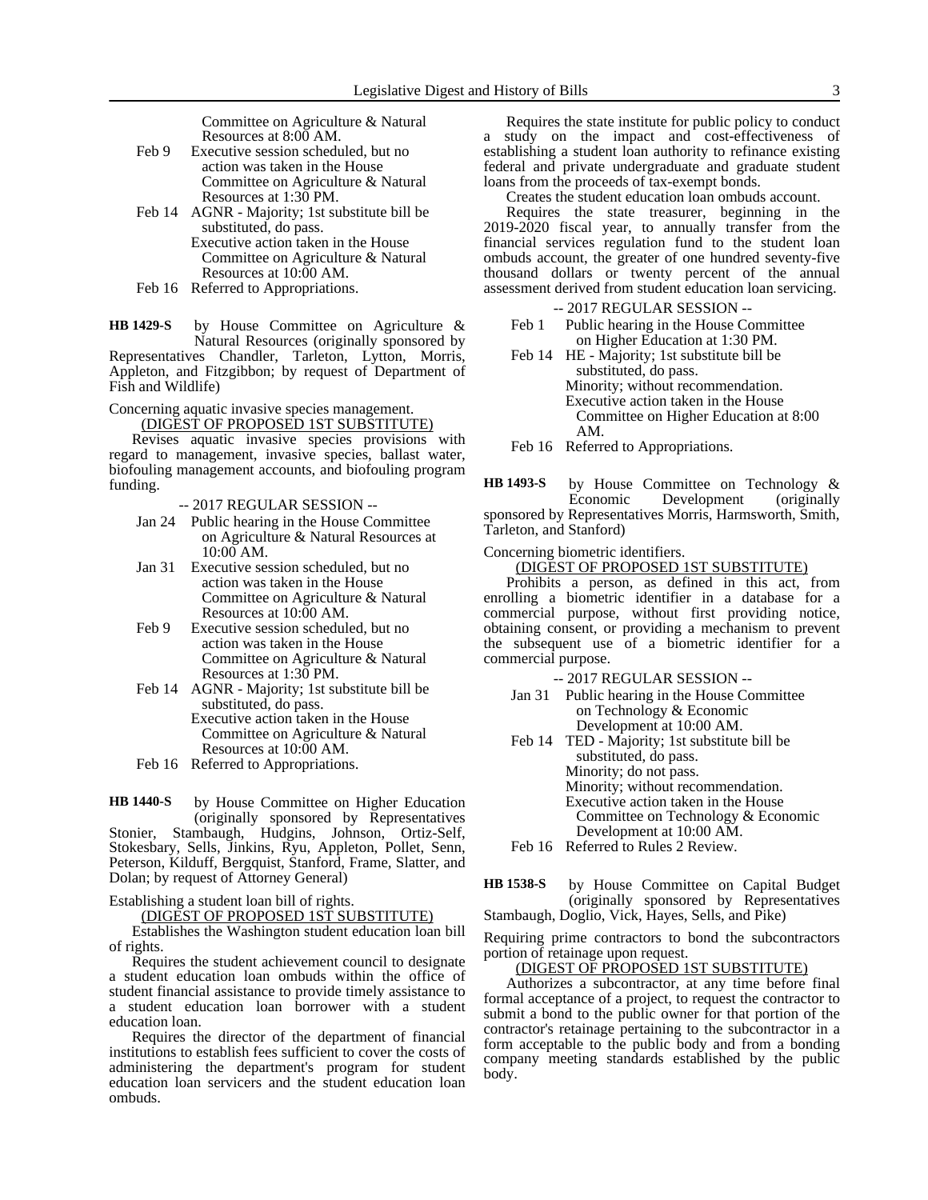Committee on Agriculture & Natural Resources at 8:00 AM.
Feb 9 Executive session scheduled, but no action was taken in the House Committee on Agriculture & Natural Resources at 1:30 PM.
Feb 14 AGNR - Majority; 1st substitute bill be substituted, do pass.
Executive action taken in the House Committee on Agriculture & Natural Resources at 10:00 AM.
Feb 16 Referred to Appropriations.

**HB 1429-S** by House Committee on Agriculture & Natural Resources (originally sponsored by Representatives Chandler, Tarleton, Lytton, Morris, Appleton, and Fitzgibbon; by request of Department of Fish and Wildlife)

Concerning aquatic invasive species management.

(DIGEST OF PROPOSED 1ST SUBSTITUTE)

Revises aquatic invasive species provisions with regard to management, invasive species, ballast water, biofouling management accounts, and biofouling program funding.

-- 2017 REGULAR SESSION --

Jan 24 Public hearing in the House Committee on Agriculture & Natural Resources at 10:00 AM.
Jan 31 Executive session scheduled, but no action was taken in the House Committee on Agriculture & Natural Resources at 10:00 AM.
Feb 9 Executive session scheduled, but no action was taken in the House Committee on Agriculture & Natural Resources at 1:30 PM.
Feb 14 AGNR - Majority; 1st substitute bill be substituted, do pass.
Executive action taken in the House Committee on Agriculture & Natural Resources at 10:00 AM.
Feb 16 Referred to Appropriations.

**HB 1440-S** by House Committee on Higher Education (originally sponsored by Representatives Stonier, Stambaugh, Hudgins, Johnson, Ortiz-Self, Stokesbary, Sells, Jinkins, Ryu, Appleton, Pollet, Senn, Peterson, Kilduff, Bergquist, Stanford, Frame, Slatter, and Dolan; by request of Attorney General)

Establishing a student loan bill of rights.

(DIGEST OF PROPOSED 1ST SUBSTITUTE)

Establishes the Washington student education loan bill of rights.

Requires the student achievement council to designate a student education loan ombuds within the office of student financial assistance to provide timely assistance to a student education loan borrower with a student education loan.

Requires the director of the department of financial institutions to establish fees sufficient to cover the costs of administering the department's program for student education loan servicers and the student education loan ombuds.

Requires the state institute for public policy to conduct a study on the impact and cost-effectiveness of establishing a student loan authority to refinance existing federal and private undergraduate and graduate student loans from the proceeds of tax-exempt bonds.

Creates the student education loan ombuds account.

Requires the state treasurer, beginning in the 2019-2020 fiscal year, to annually transfer from the financial services regulation fund to the student loan ombuds account, the greater of one hundred seventy-five thousand dollars or twenty percent of the annual assessment derived from student education loan servicing.

-- 2017 REGULAR SESSION --

Feb 1 Public hearing in the House Committee on Higher Education at 1:30 PM.
Feb 14 HE - Majority; 1st substitute bill be substituted, do pass.
Minority; without recommendation.
Executive action taken in the House Committee on Higher Education at 8:00 AM.
Feb 16 Referred to Appropriations.

**HB 1493-S** by House Committee on Technology & Economic Development (originally sponsored by Representatives Morris, Harmsworth, Smith, Tarleton, and Stanford)

Concerning biometric identifiers.

(DIGEST OF PROPOSED 1ST SUBSTITUTE)

Prohibits a person, as defined in this act, from enrolling a biometric identifier in a database for a commercial purpose, without first providing notice, obtaining consent, or providing a mechanism to prevent the subsequent use of a biometric identifier for a commercial purpose.

-- 2017 REGULAR SESSION --

Jan 31 Public hearing in the House Committee on Technology & Economic Development at 10:00 AM.
Feb 14 TED - Majority; 1st substitute bill be substituted, do pass.
Minority; do not pass.
Minority; without recommendation.
Executive action taken in the House Committee on Technology & Economic Development at 10:00 AM.
Feb 16 Referred to Rules 2 Review.

**HB 1538-S** by House Committee on Capital Budget (originally sponsored by Representatives Stambaugh, Doglio, Vick, Hayes, Sells, and Pike)

Requiring prime contractors to bond the subcontractors portion of retainage upon request.

(DIGEST OF PROPOSED 1ST SUBSTITUTE)

Authorizes a subcontractor, at any time before final formal acceptance of a project, to request the contractor to submit a bond to the public owner for that portion of the contractor's retainage pertaining to the subcontractor in a form acceptable to the public body and from a bonding company meeting standards established by the public body.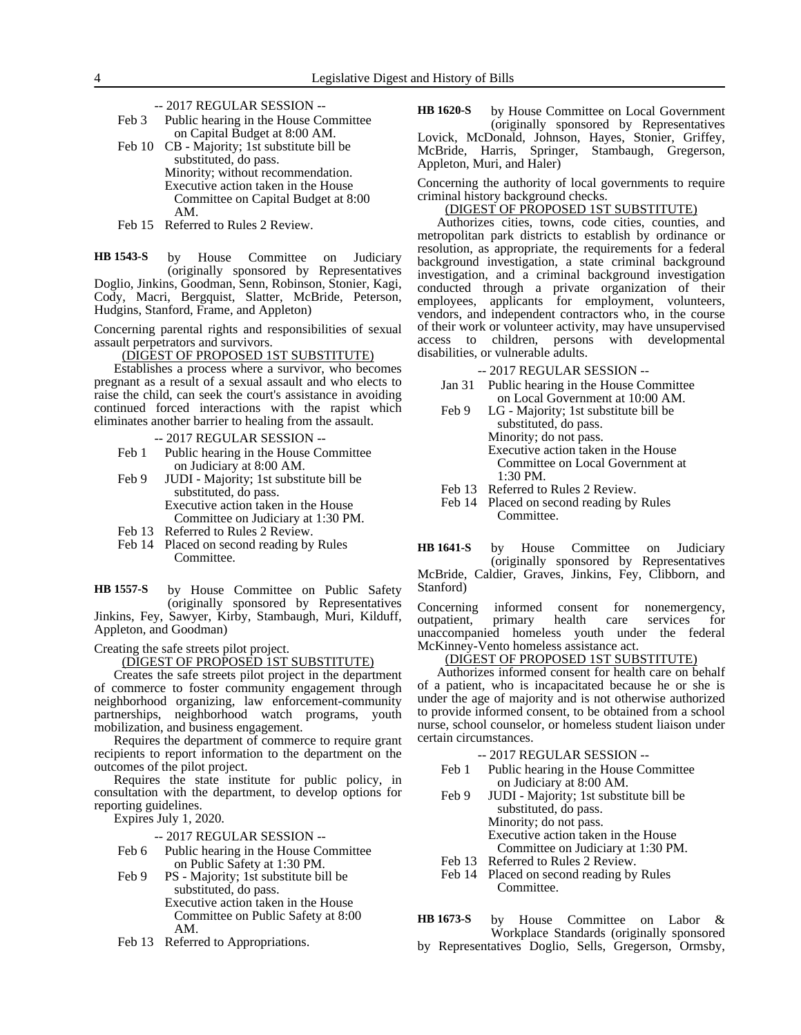-- 2017 REGULAR SESSION --

Feb 3 Public hearing in the House Committee on Capital Budget at 8:00 AM.

Feb 10 CB - Majority; 1st substitute bill be substituted, do pass.
Minority; without recommendation.
Executive action taken in the House Committee on Capital Budget at 8:00 AM.

Feb 15 Referred to Rules 2 Review.

**HB 1543-S** by House Committee on Judiciary (originally sponsored by Representatives Doglio, Jinkins, Goodman, Senn, Robinson, Stonier, Kagi, Cody, Macri, Bergquist, Slatter, McBride, Peterson, Hudgins, Stanford, Frame, and Appleton)

Concerning parental rights and responsibilities of sexual assault perpetrators and survivors.

(DIGEST OF PROPOSED 1ST SUBSTITUTE)

Establishes a process where a survivor, who becomes pregnant as a result of a sexual assault and who elects to raise the child, can seek the court's assistance in avoiding continued forced interactions with the rapist which eliminates another barrier to healing from the assault.

-- 2017 REGULAR SESSION --

Feb 1 Public hearing in the House Committee on Judiciary at 8:00 AM.

Feb 9 JUDI - Majority; 1st substitute bill be substituted, do pass.
Executive action taken in the House Committee on Judiciary at 1:30 PM.

Feb 13 Referred to Rules 2 Review.

Feb 14 Placed on second reading by Rules Committee.

**HB 1557-S** by House Committee on Public Safety (originally sponsored by Representatives Jinkins, Fey, Sawyer, Kirby, Stambaugh, Muri, Kilduff, Appleton, and Goodman)

Creating the safe streets pilot project.

(DIGEST OF PROPOSED 1ST SUBSTITUTE)

Creates the safe streets pilot project in the department of commerce to foster community engagement through neighborhood organizing, law enforcement-community partnerships, neighborhood watch programs, youth mobilization, and business engagement.

Requires the department of commerce to require grant recipients to report information to the department on the outcomes of the pilot project.

Requires the state institute for public policy, in consultation with the department, to develop options for reporting guidelines.

Expires July 1, 2020.

-- 2017 REGULAR SESSION --

Feb 6 Public hearing in the House Committee on Public Safety at 1:30 PM.

Feb 9 PS - Majority; 1st substitute bill be substituted, do pass.
Executive action taken in the House Committee on Public Safety at 8:00 AM.

Feb 13 Referred to Appropriations.

**HB 1620-S** by House Committee on Local Government (originally sponsored by Representatives Lovick, McDonald, Johnson, Hayes, Stonier, Griffey, McBride, Harris, Springer, Stambaugh, Gregerson, Appleton, Muri, and Haler)

Concerning the authority of local governments to require criminal history background checks.

(DIGEST OF PROPOSED 1ST SUBSTITUTE)

Authorizes cities, towns, code cities, counties, and metropolitan park districts to establish by ordinance or resolution, as appropriate, the requirements for a federal background investigation, a state criminal background investigation, and a criminal background investigation conducted through a private organization of their employees, applicants for employment, volunteers, vendors, and independent contractors who, in the course of their work or volunteer activity, may have unsupervised access to children, persons with developmental disabilities, or vulnerable adults.

-- 2017 REGULAR SESSION --

Jan 31 Public hearing in the House Committee on Local Government at 10:00 AM.

Feb 9 LG - Majority; 1st substitute bill be substituted, do pass.
Minority; do not pass.
Executive action taken in the House Committee on Local Government at 1:30 PM.

Feb 13 Referred to Rules 2 Review.

Feb 14 Placed on second reading by Rules Committee.

**HB 1641-S** by House Committee on Judiciary (originally sponsored by Representatives McBride, Caldier, Graves, Jinkins, Fey, Clibborn, and Stanford)

Concerning informed consent for nonemergency, outpatient, primary health care services for unaccompanied homeless youth under the federal McKinney-Vento homeless assistance act.

(DIGEST OF PROPOSED 1ST SUBSTITUTE)

Authorizes informed consent for health care on behalf of a patient, who is incapacitated because he or she is under the age of majority and is not otherwise authorized to provide informed consent, to be obtained from a school nurse, school counselor, or homeless student liaison under certain circumstances.

-- 2017 REGULAR SESSION --

Feb 1 Public hearing in the House Committee on Judiciary at 8:00 AM.

Feb 9 JUDI - Majority; 1st substitute bill be substituted, do pass.
Minority; do not pass.
Executive action taken in the House Committee on Judiciary at 1:30 PM.

Feb 13 Referred to Rules 2 Review.

Feb 14 Placed on second reading by Rules Committee.

**HB 1673-S** by House Committee on Labor & Workplace Standards (originally sponsored by Representatives Doglio, Sells, Gregerson, Ormsby,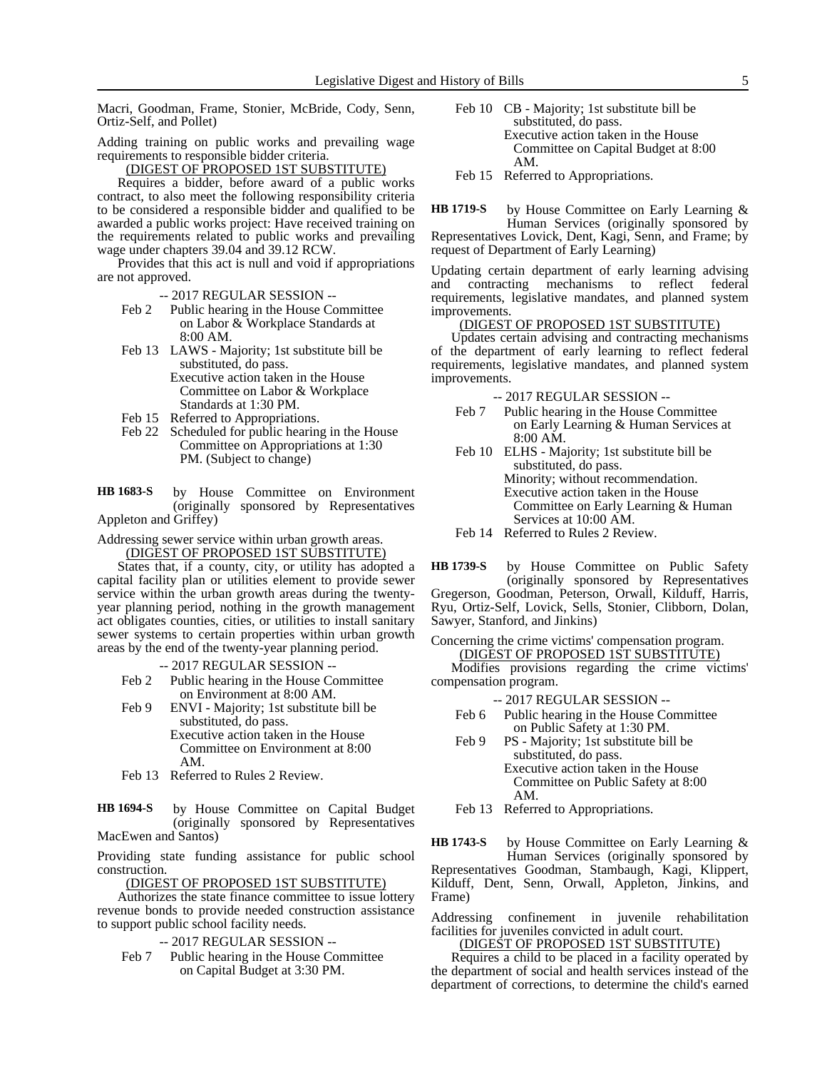Macri, Goodman, Frame, Stonier, McBride, Cody, Senn, Ortiz-Self, and Pollet)

Adding training on public works and prevailing wage requirements to responsible bidder criteria.

(DIGEST OF PROPOSED 1ST SUBSTITUTE)

Requires a bidder, before award of a public works contract, to also meet the following responsibility criteria to be considered a responsible bidder and qualified to be awarded a public works project: Have received training on the requirements related to public works and prevailing wage under chapters 39.04 and 39.12 RCW.

Provides that this act is null and void if appropriations are not approved.

-- 2017 REGULAR SESSION --

Feb 2 Public hearing in the House Committee on Labor & Workplace Standards at 8:00 AM.

Feb 13 LAWS - Majority; 1st substitute bill be substituted, do pass.
Executive action taken in the House Committee on Labor & Workplace Standards at 1:30 PM.

Feb 15 Referred to Appropriations.

Feb 22 Scheduled for public hearing in the House Committee on Appropriations at 1:30 PM. (Subject to change)

**HB 1683-S** by House Committee on Environment (originally sponsored by Representatives Appleton and Griffey)

Addressing sewer service within urban growth areas.

(DIGEST OF PROPOSED 1ST SUBSTITUTE)

States that, if a county, city, or utility has adopted a capital facility plan or utilities element to provide sewer service within the urban growth areas during the twenty-year planning period, nothing in the growth management act obligates counties, cities, or utilities to install sanitary sewer systems to certain properties within urban growth areas by the end of the twenty-year planning period.

-- 2017 REGULAR SESSION --

Feb 2 Public hearing in the House Committee on Environment at 8:00 AM.

Feb 9 ENVI - Majority; 1st substitute bill be substituted, do pass.
Executive action taken in the House Committee on Environment at 8:00 AM.

Feb 13 Referred to Rules 2 Review.

**HB 1694-S** by House Committee on Capital Budget (originally sponsored by Representatives MacEwen and Santos)

Providing state funding assistance for public school construction.

(DIGEST OF PROPOSED 1ST SUBSTITUTE)

Authorizes the state finance committee to issue lottery revenue bonds to provide needed construction assistance to support public school facility needs.

-- 2017 REGULAR SESSION --

Feb 7 Public hearing in the House Committee on Capital Budget at 3:30 PM.

Feb 10 CB - Majority; 1st substitute bill be substituted, do pass.
Executive action taken in the House Committee on Capital Budget at 8:00 AM.

Feb 15 Referred to Appropriations.

**HB 1719-S** by House Committee on Early Learning & Human Services (originally sponsored by Representatives Lovick, Dent, Kagi, Senn, and Frame; by request of Department of Early Learning)

Updating certain department of early learning advising and contracting mechanisms to reflect federal requirements, legislative mandates, and planned system improvements.

(DIGEST OF PROPOSED 1ST SUBSTITUTE)

Updates certain advising and contracting mechanisms of the department of early learning to reflect federal requirements, legislative mandates, and planned system improvements.

-- 2017 REGULAR SESSION --

Feb 7 Public hearing in the House Committee on Early Learning & Human Services at 8:00 AM.

Feb 10 ELHS - Majority; 1st substitute bill be substituted, do pass.
Minority; without recommendation.
Executive action taken in the House Committee on Early Learning & Human Services at 10:00 AM.

Feb 14 Referred to Rules 2 Review.

**HB 1739-S** by House Committee on Public Safety (originally sponsored by Representatives Gregerson, Goodman, Peterson, Orwall, Kilduff, Harris, Ryu, Ortiz-Self, Lovick, Sells, Stonier, Clibborn, Dolan, Sawyer, Stanford, and Jinkins)

Concerning the crime victims' compensation program.

(DIGEST OF PROPOSED 1ST SUBSTITUTE)

Modifies provisions regarding the crime victims' compensation program.

-- 2017 REGULAR SESSION --

Feb 6 Public hearing in the House Committee on Public Safety at 1:30 PM.

Feb 9 PS - Majority; 1st substitute bill be substituted, do pass.
Executive action taken in the House Committee on Public Safety at 8:00 AM.

Feb 13 Referred to Appropriations.

**HB 1743-S** by House Committee on Early Learning & Human Services (originally sponsored by Representatives Goodman, Stambaugh, Kagi, Klippert, Kilduff, Dent, Senn, Orwall, Appleton, Jinkins, and Frame)

Addressing confinement in juvenile rehabilitation facilities for juveniles convicted in adult court.

(DIGEST OF PROPOSED 1ST SUBSTITUTE)

Requires a child to be placed in a facility operated by the department of social and health services instead of the department of corrections, to determine the child's earned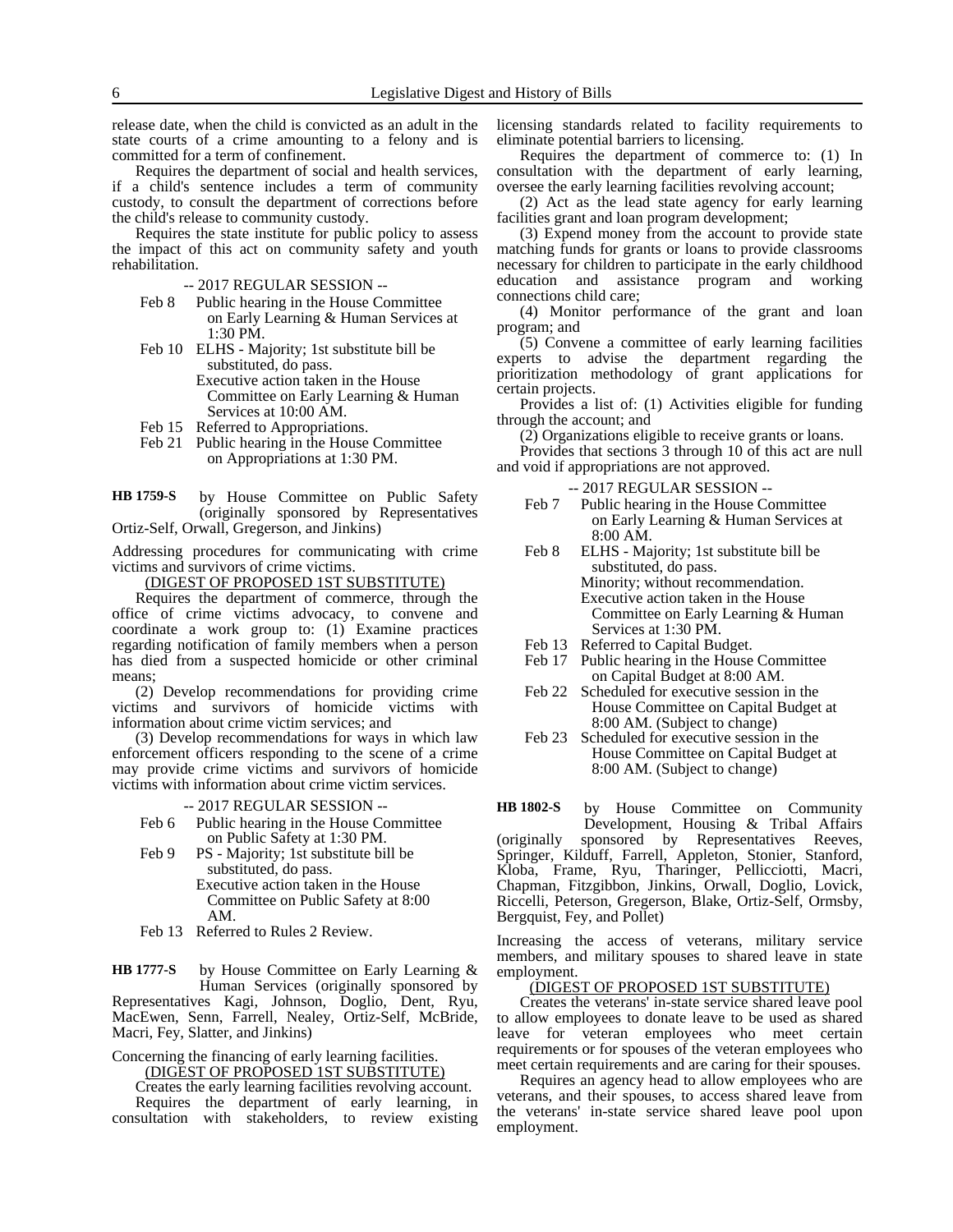release date, when the child is convicted as an adult in the state courts of a crime amounting to a felony and is committed for a term of confinement.

Requires the department of social and health services, if a child's sentence includes a term of community custody, to consult the department of corrections before the child's release to community custody.

Requires the state institute for public policy to assess the impact of this act on community safety and youth rehabilitation.

-- 2017 REGULAR SESSION --

Feb 8 Public hearing in the House Committee on Early Learning & Human Services at 1:30 PM.

Feb 10 ELHS - Majority; 1st substitute bill be substituted, do pass.
Executive action taken in the House Committee on Early Learning & Human Services at 10:00 AM.

Feb 15 Referred to Appropriations.

Feb 21 Public hearing in the House Committee on Appropriations at 1:30 PM.

**HB 1759-S** by House Committee on Public Safety (originally sponsored by Representatives Ortiz-Self, Orwall, Gregerson, and Jinkins)

Addressing procedures for communicating with crime victims and survivors of crime victims.

(DIGEST OF PROPOSED 1ST SUBSTITUTE)

Requires the department of commerce, through the office of crime victims advocacy, to convene and coordinate a work group to: (1) Examine practices regarding notification of family members when a person has died from a suspected homicide or other criminal means;

(2) Develop recommendations for providing crime victims and survivors of homicide victims with information about crime victim services; and

(3) Develop recommendations for ways in which law enforcement officers responding to the scene of a crime may provide crime victims and survivors of homicide victims with information about crime victim services.

-- 2017 REGULAR SESSION --

Feb 6 Public hearing in the House Committee on Public Safety at 1:30 PM.

Feb 9 PS - Majority; 1st substitute bill be substituted, do pass.
Executive action taken in the House Committee on Public Safety at 8:00 AM.

Feb 13 Referred to Rules 2 Review.

**HB 1777-S** by House Committee on Early Learning & Human Services (originally sponsored by Representatives Kagi, Johnson, Doglio, Dent, Ryu, MacEwen, Senn, Farrell, Nealey, Ortiz-Self, McBride, Macri, Fey, Slatter, and Jinkins)

Concerning the financing of early learning facilities.

(DIGEST OF PROPOSED 1ST SUBSTITUTE)

Creates the early learning facilities revolving account.

Requires the department of early learning, in consultation with stakeholders, to review existing licensing standards related to facility requirements to eliminate potential barriers to licensing.

Requires the department of commerce to: (1) In consultation with the department of early learning, oversee the early learning facilities revolving account;

(2) Act as the lead state agency for early learning facilities grant and loan program development;

(3) Expend money from the account to provide state matching funds for grants or loans to provide classrooms necessary for children to participate in the early childhood education and assistance program and working connections child care;

(4) Monitor performance of the grant and loan program; and

(5) Convene a committee of early learning facilities experts to advise the department regarding the prioritization methodology of grant applications for certain projects.

Provides a list of: (1) Activities eligible for funding through the account; and

(2) Organizations eligible to receive grants or loans.

Provides that sections 3 through 10 of this act are null and void if appropriations are not approved.

-- 2017 REGULAR SESSION --

Feb 7 Public hearing in the House Committee on Early Learning & Human Services at 8:00 AM.

Feb 8 ELHS - Majority; 1st substitute bill be substituted, do pass.
Minority; without recommendation.
Executive action taken in the House Committee on Early Learning & Human Services at 1:30 PM.

Feb 13 Referred to Capital Budget.

Feb 17 Public hearing in the House Committee on Capital Budget at 8:00 AM.

Feb 22 Scheduled for executive session in the House Committee on Capital Budget at 8:00 AM. (Subject to change)

Feb 23 Scheduled for executive session in the House Committee on Capital Budget at 8:00 AM. (Subject to change)

**HB 1802-S** by House Committee on Community Development, Housing & Tribal Affairs (originally sponsored by Representatives Reeves, Springer, Kilduff, Farrell, Appleton, Stonier, Stanford, Kloba, Frame, Ryu, Tharinger, Pellicciotti, Macri, Chapman, Fitzgibbon, Jinkins, Orwall, Doglio, Lovick, Riccelli, Peterson, Gregerson, Blake, Ortiz-Self, Ormsby, Bergquist, Fey, and Pollet)

Increasing the access of veterans, military service members, and military spouses to shared leave in state employment.

(DIGEST OF PROPOSED 1ST SUBSTITUTE)

Creates the veterans' in-state service shared leave pool to allow employees to donate leave to be used as shared leave for veteran employees who meet certain requirements or for spouses of the veteran employees who meet certain requirements and are caring for their spouses.

Requires an agency head to allow employees who are veterans, and their spouses, to access shared leave from the veterans' in-state service shared leave pool upon employment.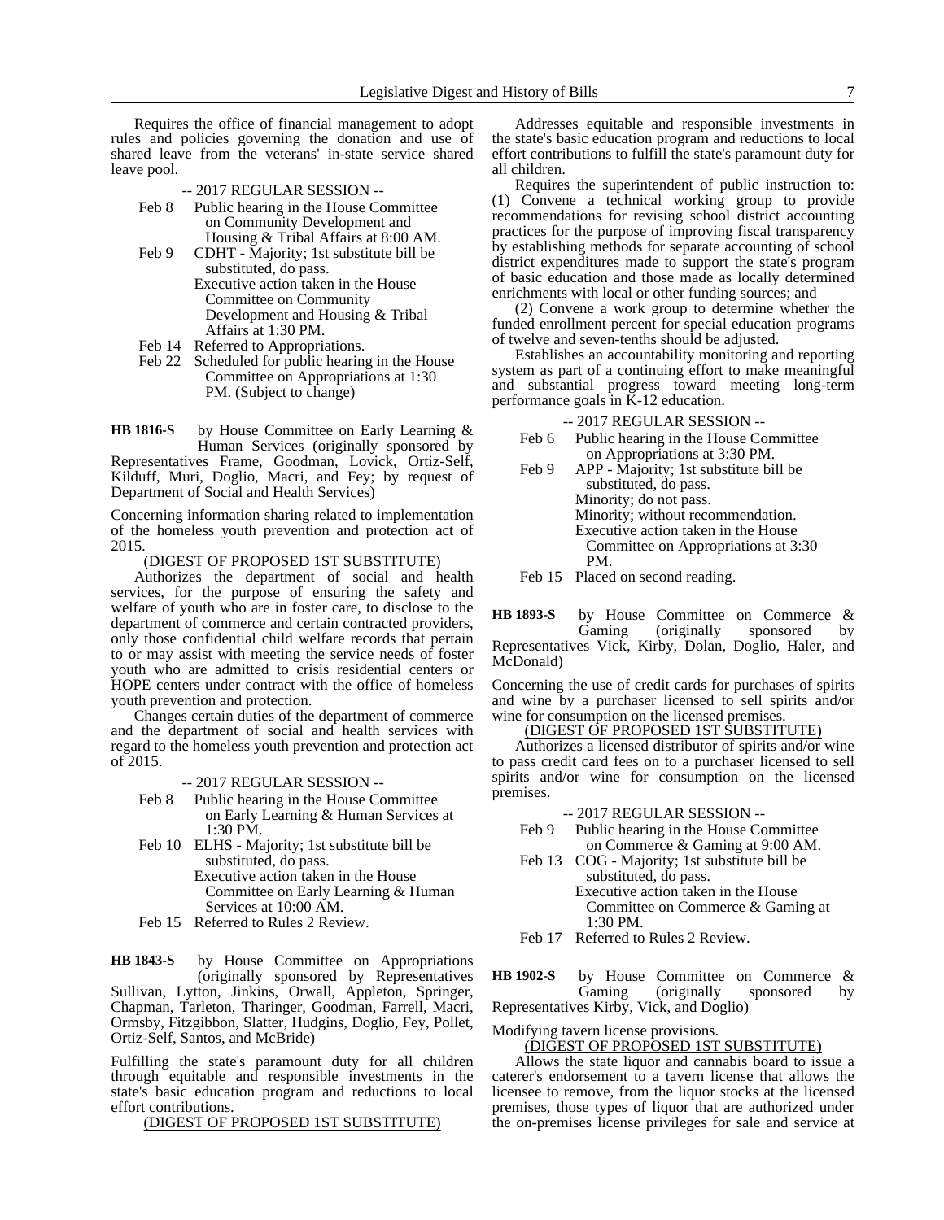Requires the office of financial management to adopt rules and policies governing the donation and use of shared leave from the veterans' in-state service shared leave pool.

-- 2017 REGULAR SESSION --

- Feb 8 Public hearing in the House Committee on Community Development and Housing & Tribal Affairs at 8:00 AM.
- Feb 9 CDHT - Majority; 1st substitute bill be substituted, do pass.
  Executive action taken in the House Committee on Community Development and Housing & Tribal Affairs at 1:30 PM.
- Feb 14 Referred to Appropriations.
- Feb 22 Scheduled for public hearing in the House Committee on Appropriations at 1:30 PM. (Subject to change)

**HB 1816-S** by House Committee on Early Learning & Human Services (originally sponsored by Representatives Frame, Goodman, Lovick, Ortiz-Self, Kilduff, Muri, Doglio, Macri, and Fey; by request of Department of Social and Health Services)

Concerning information sharing related to implementation of the homeless youth prevention and protection act of 2015.

(DIGEST OF PROPOSED 1ST SUBSTITUTE)

Authorizes the department of social and health services, for the purpose of ensuring the safety and welfare of youth who are in foster care, to disclose to the department of commerce and certain contracted providers, only those confidential child welfare records that pertain to or may assist with meeting the service needs of foster youth who are admitted to crisis residential centers or HOPE centers under contract with the office of homeless youth prevention and protection.

Changes certain duties of the department of commerce and the department of social and health services with regard to the homeless youth prevention and protection act of 2015.

-- 2017 REGULAR SESSION --

- Feb 8 Public hearing in the House Committee on Early Learning & Human Services at 1:30 PM.
- Feb 10 ELHS - Majority; 1st substitute bill be substituted, do pass.
  Executive action taken in the House Committee on Early Learning & Human Services at 10:00 AM.
- Feb 15 Referred to Rules 2 Review.

**HB 1843-S** by House Committee on Appropriations (originally sponsored by Representatives Sullivan, Lytton, Jinkins, Orwall, Appleton, Springer, Chapman, Tarleton, Tharinger, Goodman, Farrell, Macri, Ormsby, Fitzgibbon, Slatter, Hudgins, Doglio, Fey, Pollet, Ortiz-Self, Santos, and McBride)

Fulfilling the state's paramount duty for all children through equitable and responsible investments in the state's basic education program and reductions to local effort contributions.

(DIGEST OF PROPOSED 1ST SUBSTITUTE)

Addresses equitable and responsible investments in the state's basic education program and reductions to local effort contributions to fulfill the state's paramount duty for all children.

Requires the superintendent of public instruction to: (1) Convene a technical working group to provide recommendations for revising school district accounting practices for the purpose of improving fiscal transparency by establishing methods for separate accounting of school district expenditures made to support the state's program of basic education and those made as locally determined enrichments with local or other funding sources; and

(2) Convene a work group to determine whether the funded enrollment percent for special education programs of twelve and seven-tenths should be adjusted.

Establishes an accountability monitoring and reporting system as part of a continuing effort to make meaningful and substantial progress toward meeting long-term performance goals in K-12 education.

-- 2017 REGULAR SESSION --

- Feb 6 Public hearing in the House Committee on Appropriations at 3:30 PM.
- Feb 9 APP - Majority; 1st substitute bill be substituted, do pass.
  Minority; do not pass.
  Minority; without recommendation.
  Executive action taken in the House Committee on Appropriations at 3:30 PM.
- Feb 15 Placed on second reading.

**HB 1893-S** by House Committee on Commerce & Gaming (originally sponsored by Representatives Vick, Kirby, Dolan, Doglio, Haler, and McDonald)

Concerning the use of credit cards for purchases of spirits and wine by a purchaser licensed to sell spirits and/or wine for consumption on the licensed premises.

(DIGEST OF PROPOSED 1ST SUBSTITUTE)

Authorizes a licensed distributor of spirits and/or wine to pass credit card fees on to a purchaser licensed to sell spirits and/or wine for consumption on the licensed premises.

-- 2017 REGULAR SESSION --

- Feb 9 Public hearing in the House Committee on Commerce & Gaming at 9:00 AM.
- Feb 13 COG - Majority; 1st substitute bill be substituted, do pass.
  Executive action taken in the House Committee on Commerce & Gaming at 1:30 PM.
- Feb 17 Referred to Rules 2 Review.

**HB 1902-S** by House Committee on Commerce & Gaming (originally sponsored by Representatives Kirby, Vick, and Doglio)

Modifying tavern license provisions.

(DIGEST OF PROPOSED 1ST SUBSTITUTE)

Allows the state liquor and cannabis board to issue a caterer's endorsement to a tavern license that allows the licensee to remove, from the liquor stocks at the licensed premises, those types of liquor that are authorized under the on-premises license privileges for sale and service at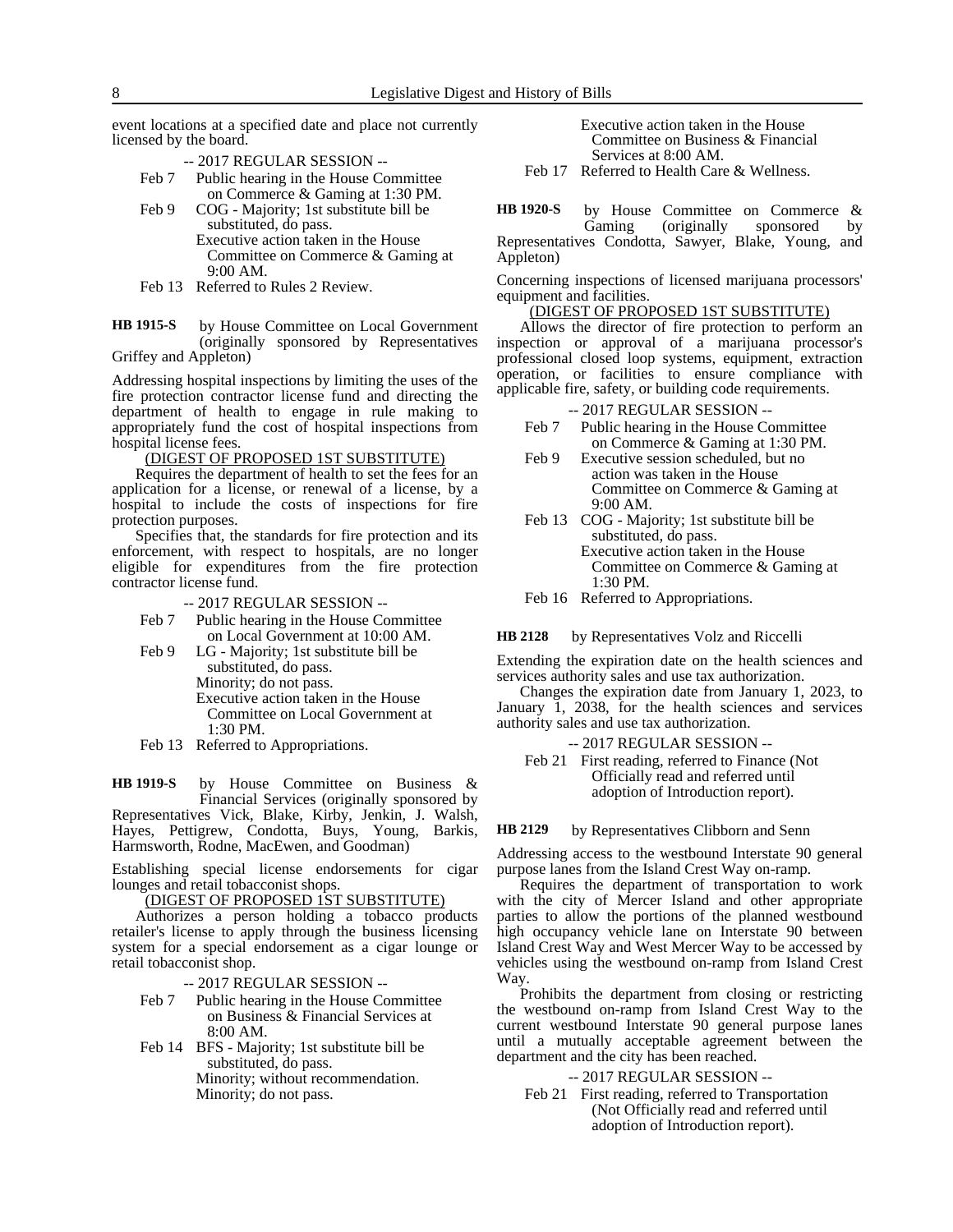event locations at a specified date and place not currently licensed by the board.

-- 2017 REGULAR SESSION --

Feb 7 Public hearing in the House Committee on Commerce & Gaming at 1:30 PM.

Feb 9 COG - Majority; 1st substitute bill be substituted, do pass.
Executive action taken in the House Committee on Commerce & Gaming at 9:00 AM.

Feb 13 Referred to Rules 2 Review.

**HB 1915-S** by House Committee on Local Government (originally sponsored by Representatives Griffey and Appleton)

Addressing hospital inspections by limiting the uses of the fire protection contractor license fund and directing the department of health to engage in rule making to appropriately fund the cost of hospital inspections from hospital license fees.

(DIGEST OF PROPOSED 1ST SUBSTITUTE)

Requires the department of health to set the fees for an application for a license, or renewal of a license, by a hospital to include the costs of inspections for fire protection purposes.

Specifies that, the standards for fire protection and its enforcement, with respect to hospitals, are no longer eligible for expenditures from the fire protection contractor license fund.

-- 2017 REGULAR SESSION --

Feb 7 Public hearing in the House Committee on Local Government at 10:00 AM.

Feb 9 LG - Majority; 1st substitute bill be substituted, do pass.
Minority; do not pass.
Executive action taken in the House Committee on Local Government at 1:30 PM.

Feb 13 Referred to Appropriations.

**HB 1919-S** by House Committee on Business & Financial Services (originally sponsored by Representatives Vick, Blake, Kirby, Jenkin, J. Walsh, Hayes, Pettigrew, Condotta, Buys, Young, Barkis, Harmsworth, Rodne, MacEwen, and Goodman)

Establishing special license endorsements for cigar lounges and retail tobacconist shops.

(DIGEST OF PROPOSED 1ST SUBSTITUTE)

Authorizes a person holding a tobacco products retailer's license to apply through the business licensing system for a special endorsement as a cigar lounge or retail tobacconist shop.

-- 2017 REGULAR SESSION --

Feb 7 Public hearing in the House Committee on Business & Financial Services at 8:00 AM.

Feb 14 BFS - Majority; 1st substitute bill be substituted, do pass.
Minority; without recommendation.
Minority; do not pass.
Executive action taken in the House Committee on Business & Financial Services at 8:00 AM.

Feb 17 Referred to Health Care & Wellness.

**HB 1920-S** by House Committee on Commerce & Gaming (originally sponsored by Representatives Condotta, Sawyer, Blake, Young, and Appleton)

Concerning inspections of licensed marijuana processors' equipment and facilities.

(DIGEST OF PROPOSED 1ST SUBSTITUTE)

Allows the director of fire protection to perform an inspection or approval of a marijuana processor's professional closed loop systems, equipment, extraction operation, or facilities to ensure compliance with applicable fire, safety, or building code requirements.

-- 2017 REGULAR SESSION --

Feb 7 Public hearing in the House Committee on Commerce & Gaming at 1:30 PM.

Feb 9 Executive session scheduled, but no action was taken in the House Committee on Commerce & Gaming at 9:00 AM.

Feb 13 COG - Majority; 1st substitute bill be substituted, do pass.
Executive action taken in the House Committee on Commerce & Gaming at 1:30 PM.

Feb 16 Referred to Appropriations.

**HB 2128** by Representatives Volz and Riccelli

Extending the expiration date on the health sciences and services authority sales and use tax authorization.

Changes the expiration date from January 1, 2023, to January 1, 2038, for the health sciences and services authority sales and use tax authorization.

-- 2017 REGULAR SESSION --

Feb 21 First reading, referred to Finance (Not Officially read and referred until adoption of Introduction report).

**HB 2129** by Representatives Clibborn and Senn

Addressing access to the westbound Interstate 90 general purpose lanes from the Island Crest Way on-ramp.

Requires the department of transportation to work with the city of Mercer Island and other appropriate parties to allow the portions of the planned westbound high occupancy vehicle lane on Interstate 90 between Island Crest Way and West Mercer Way to be accessed by vehicles using the westbound on-ramp from Island Crest Way.

Prohibits the department from closing or restricting the westbound on-ramp from Island Crest Way to the current westbound Interstate 90 general purpose lanes until a mutually acceptable agreement between the department and the city has been reached.

-- 2017 REGULAR SESSION --

Feb 21 First reading, referred to Transportation (Not Officially read and referred until adoption of Introduction report).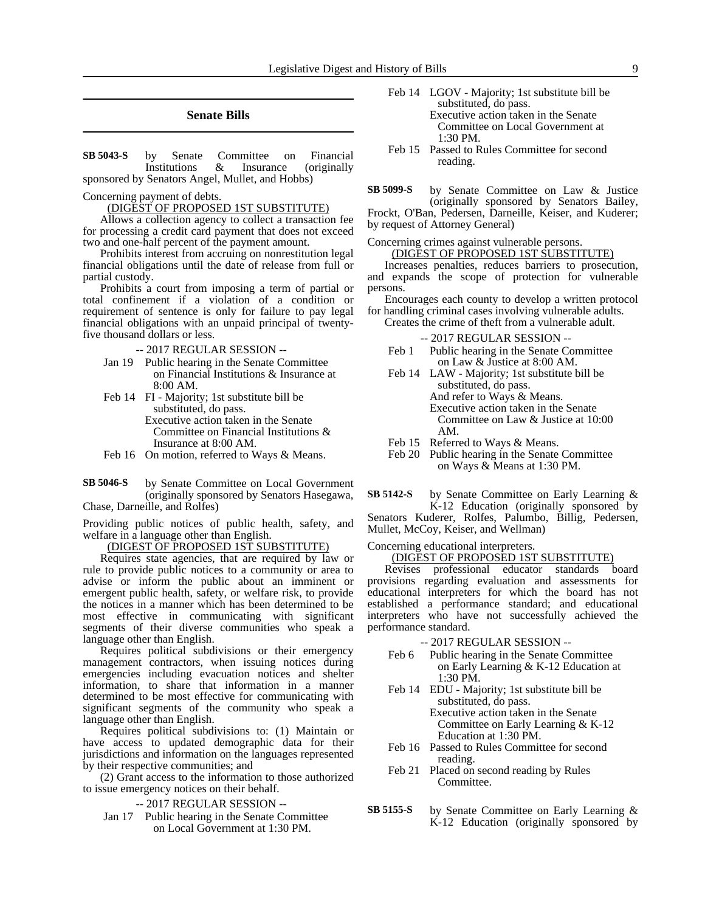## Senate Bills

**SB 5043-S** by Senate Committee on Financial Institutions & Insurance (originally sponsored by Senators Angel, Mullet, and Hobbs)

Concerning payment of debts.

(DIGEST OF PROPOSED 1ST SUBSTITUTE)

Allows a collection agency to collect a transaction fee for processing a credit card payment that does not exceed two and one-half percent of the payment amount.

Prohibits interest from accruing on nonrestitution legal financial obligations until the date of release from full or partial custody.

Prohibits a court from imposing a term of partial or total confinement if a violation of a condition or requirement of sentence is only for failure to pay legal financial obligations with an unpaid principal of twenty-five thousand dollars or less.

-- 2017 REGULAR SESSION --

- Jan 19 Public hearing in the Senate Committee on Financial Institutions & Insurance at 8:00 AM.
- Feb 14 FI - Majority; 1st substitute bill be substituted, do pass.
  Executive action taken in the Senate Committee on Financial Institutions & Insurance at 8:00 AM.
- Feb 16 On motion, referred to Ways & Means.

**SB 5046-S** by Senate Committee on Local Government (originally sponsored by Senators Hasegawa, Chase, Darneille, and Rolfes)

Providing public notices of public health, safety, and welfare in a language other than English.

(DIGEST OF PROPOSED 1ST SUBSTITUTE)

Requires state agencies, that are required by law or rule to provide public notices to a community or area to advise or inform the public about an imminent or emergent public health, safety, or welfare risk, to provide the notices in a manner which has been determined to be most effective in communicating with significant segments of their diverse communities who speak a language other than English.

Requires political subdivisions or their emergency management contractors, when issuing notices during emergencies including evacuation notices and shelter information, to share that information in a manner determined to be most effective for communicating with significant segments of the community who speak a language other than English.

Requires political subdivisions to: (1) Maintain or have access to updated demographic data for their jurisdictions and information on the languages represented by their respective communities; and

(2) Grant access to the information to those authorized to issue emergency notices on their behalf.

-- 2017 REGULAR SESSION --

- Jan 17 Public hearing in the Senate Committee on Local Government at 1:30 PM.
- Feb 14 LGOV - Majority; 1st substitute bill be substituted, do pass.
  Executive action taken in the Senate Committee on Local Government at 1:30 PM.
- Feb 15 Passed to Rules Committee for second reading.

**SB 5099-S** by Senate Committee on Law & Justice (originally sponsored by Senators Bailey, Frockt, O'Ban, Pedersen, Darneille, Keiser, and Kuderer; by request of Attorney General)

Concerning crimes against vulnerable persons.

(DIGEST OF PROPOSED 1ST SUBSTITUTE)

Increases penalties, reduces barriers to prosecution, and expands the scope of protection for vulnerable persons.

Encourages each county to develop a written protocol for handling criminal cases involving vulnerable adults.

Creates the crime of theft from a vulnerable adult.

-- 2017 REGULAR SESSION --

- Feb 1 Public hearing in the Senate Committee on Law & Justice at 8:00 AM.
- Feb 14 LAW - Majority; 1st substitute bill be substituted, do pass.
  And refer to Ways & Means.
  Executive action taken in the Senate Committee on Law & Justice at 10:00 AM.
- Feb 15 Referred to Ways & Means.
- Feb 20 Public hearing in the Senate Committee on Ways & Means at 1:30 PM.

**SB 5142-S** by Senate Committee on Early Learning & K-12 Education (originally sponsored by Senators Kuderer, Rolfes, Palumbo, Billig, Pedersen, Mullet, McCoy, Keiser, and Wellman)

Concerning educational interpreters.

(DIGEST OF PROPOSED 1ST SUBSTITUTE)

Revises professional educator standards board provisions regarding evaluation and assessments for educational interpreters for which the board has not established a performance standard; and educational interpreters who have not successfully achieved the performance standard.

-- 2017 REGULAR SESSION --

- Feb 6 Public hearing in the Senate Committee on Early Learning & K-12 Education at 1:30 PM.
- Feb 14 EDU - Majority; 1st substitute bill be substituted, do pass.
  Executive action taken in the Senate Committee on Early Learning & K-12 Education at 1:30 PM.
- Feb 16 Passed to Rules Committee for second reading.
- Feb 21 Placed on second reading by Rules Committee.

**SB 5155-S** by Senate Committee on Early Learning & K-12 Education (originally sponsored by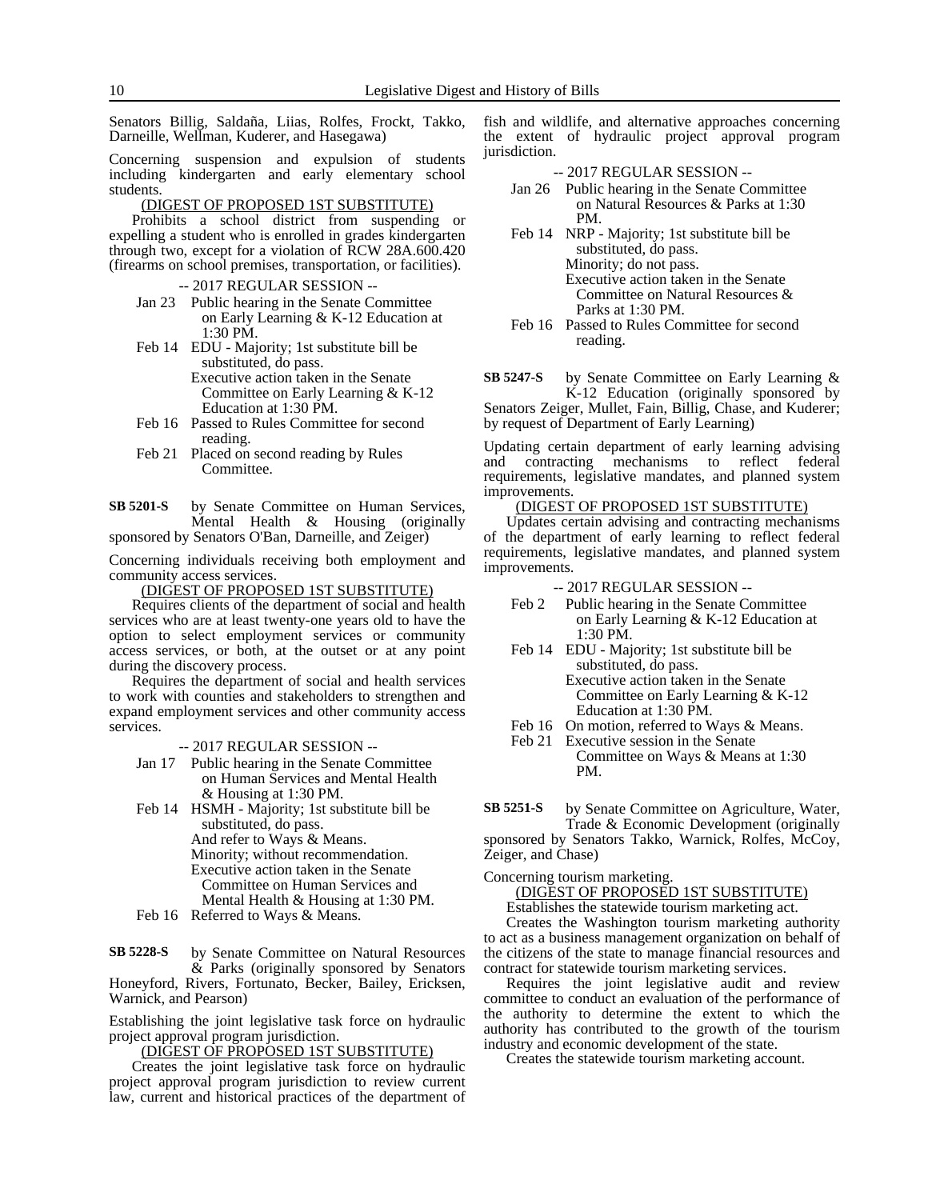Senators Billig, Saldaña, Liias, Rolfes, Frockt, Takko, Darneille, Wellman, Kuderer, and Hasegawa)

Concerning suspension and expulsion of students including kindergarten and early elementary school students.

(DIGEST OF PROPOSED 1ST SUBSTITUTE)

Prohibits a school district from suspending or expelling a student who is enrolled in grades kindergarten through two, except for a violation of RCW 28A.600.420 (firearms on school premises, transportation, or facilities).

-- 2017 REGULAR SESSION --

Jan 23 Public hearing in the Senate Committee on Early Learning & K-12 Education at 1:30 PM.

Feb 14 EDU - Majority; 1st substitute bill be substituted, do pass.
Executive action taken in the Senate Committee on Early Learning & K-12 Education at 1:30 PM.

Feb 16 Passed to Rules Committee for second reading.

Feb 21 Placed on second reading by Rules Committee.

**SB 5201-S** by Senate Committee on Human Services, Mental Health & Housing (originally sponsored by Senators O'Ban, Darneille, and Zeiger)

Concerning individuals receiving both employment and community access services.

(DIGEST OF PROPOSED 1ST SUBSTITUTE)

Requires clients of the department of social and health services who are at least twenty-one years old to have the option to select employment services or community access services, or both, at the outset or at any point during the discovery process.

Requires the department of social and health services to work with counties and stakeholders to strengthen and expand employment services and other community access services.

-- 2017 REGULAR SESSION --

Jan 17 Public hearing in the Senate Committee on Human Services and Mental Health & Housing at 1:30 PM.

Feb 14 HSMH - Majority; 1st substitute bill be substituted, do pass.
And refer to Ways & Means.
Minority; without recommendation.
Executive action taken in the Senate Committee on Human Services and Mental Health & Housing at 1:30 PM.

Feb 16 Referred to Ways & Means.

**SB 5228-S** by Senate Committee on Natural Resources & Parks (originally sponsored by Senators Honeyford, Rivers, Fortunato, Becker, Bailey, Ericksen, Warnick, and Pearson)

Establishing the joint legislative task force on hydraulic project approval program jurisdiction.

(DIGEST OF PROPOSED 1ST SUBSTITUTE)

Creates the joint legislative task force on hydraulic project approval program jurisdiction to review current law, current and historical practices of the department of fish and wildlife, and alternative approaches concerning the extent of hydraulic project approval program jurisdiction.

-- 2017 REGULAR SESSION --

Jan 26 Public hearing in the Senate Committee on Natural Resources & Parks at 1:30 PM.

Feb 14 NRP - Majority; 1st substitute bill be substituted, do pass.
Minority; do not pass.
Executive action taken in the Senate Committee on Natural Resources & Parks at 1:30 PM.

Feb 16 Passed to Rules Committee for second reading.

**SB 5247-S** by Senate Committee on Early Learning & K-12 Education (originally sponsored by Senators Zeiger, Mullet, Fain, Billig, Chase, and Kuderer; by request of Department of Early Learning)

Updating certain department of early learning advising and contracting mechanisms to reflect federal requirements, legislative mandates, and planned system improvements.

(DIGEST OF PROPOSED 1ST SUBSTITUTE)

Updates certain advising and contracting mechanisms of the department of early learning to reflect federal requirements, legislative mandates, and planned system improvements.

-- 2017 REGULAR SESSION --

Feb 2 Public hearing in the Senate Committee on Early Learning & K-12 Education at 1:30 PM.

Feb 14 EDU - Majority; 1st substitute bill be substituted, do pass.
Executive action taken in the Senate Committee on Early Learning & K-12 Education at 1:30 PM.

Feb 16 On motion, referred to Ways & Means.

Feb 21 Executive session in the Senate Committee on Ways & Means at 1:30 PM.

**SB 5251-S** by Senate Committee on Agriculture, Water, Trade & Economic Development (originally sponsored by Senators Takko, Warnick, Rolfes, McCoy, Zeiger, and Chase)

Concerning tourism marketing.

(DIGEST OF PROPOSED 1ST SUBSTITUTE)

Establishes the statewide tourism marketing act.

Creates the Washington tourism marketing authority to act as a business management organization on behalf of the citizens of the state to manage financial resources and contract for statewide tourism marketing services.

Requires the joint legislative audit and review committee to conduct an evaluation of the performance of the authority to determine the extent to which the authority has contributed to the growth of the tourism industry and economic development of the state.

Creates the statewide tourism marketing account.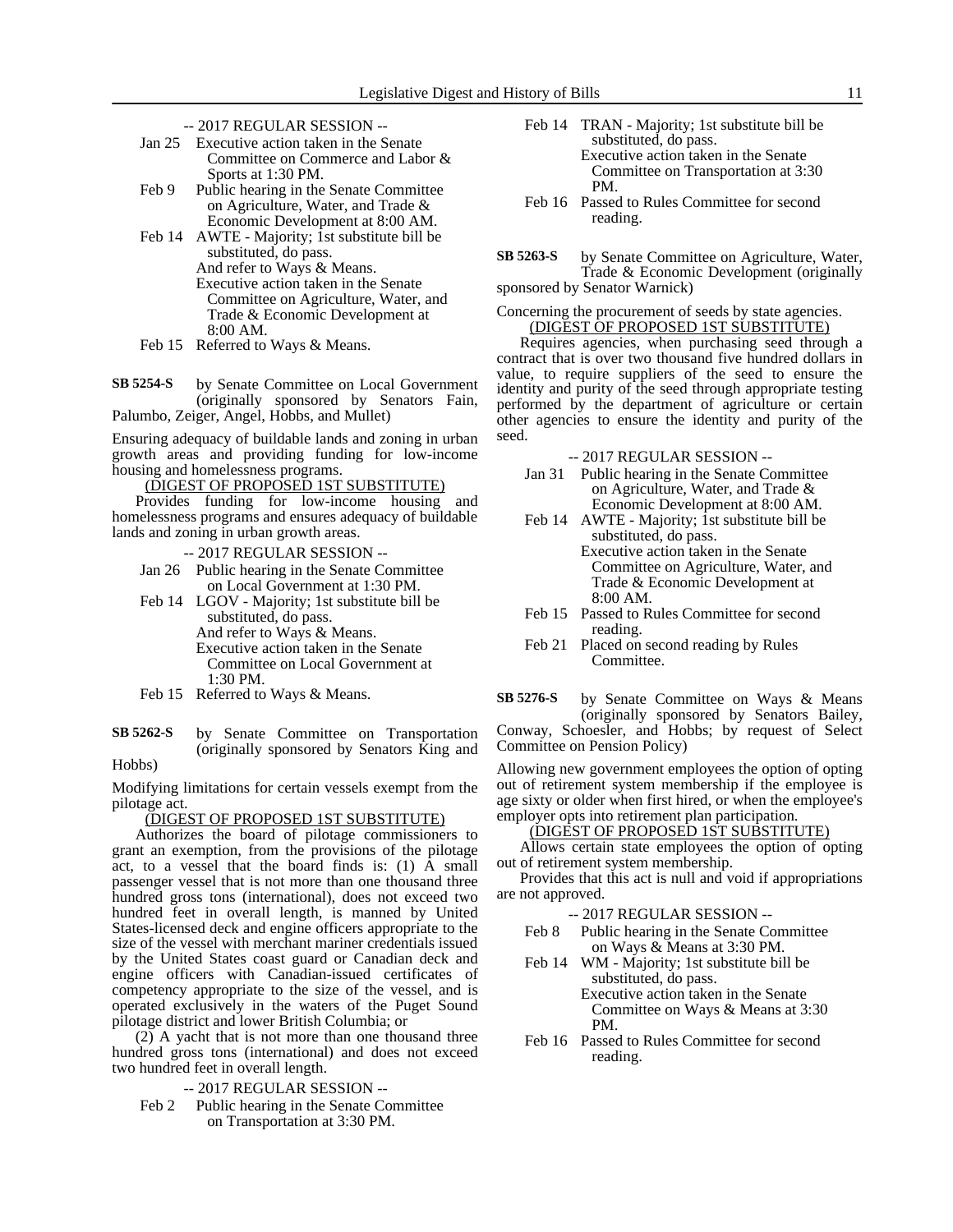-- 2017 REGULAR SESSION --

Jan 25 Executive action taken in the Senate Committee on Commerce and Labor & Sports at 1:30 PM.

Feb 9 Public hearing in the Senate Committee on Agriculture, Water, and Trade & Economic Development at 8:00 AM.

Feb 14 AWTE - Majority; 1st substitute bill be substituted, do pass.
And refer to Ways & Means.
Executive action taken in the Senate Committee on Agriculture, Water, and Trade & Economic Development at 8:00 AM.

Feb 15 Referred to Ways & Means.

**SB 5254-S** by Senate Committee on Local Government (originally sponsored by Senators Fain, Palumbo, Zeiger, Angel, Hobbs, and Mullet)

Ensuring adequacy of buildable lands and zoning in urban growth areas and providing funding for low-income housing and homelessness programs.

(DIGEST OF PROPOSED 1ST SUBSTITUTE)

Provides funding for low-income housing and homelessness programs and ensures adequacy of buildable lands and zoning in urban growth areas.

-- 2017 REGULAR SESSION --

Jan 26 Public hearing in the Senate Committee on Local Government at 1:30 PM.

Feb 14 LGOV - Majority; 1st substitute bill be substituted, do pass.
And refer to Ways & Means.
Executive action taken in the Senate Committee on Local Government at 1:30 PM.

Feb 15 Referred to Ways & Means.

**SB 5262-S** by Senate Committee on Transportation (originally sponsored by Senators King and Hobbs)

Modifying limitations for certain vessels exempt from the pilotage act.

(DIGEST OF PROPOSED 1ST SUBSTITUTE)

Authorizes the board of pilotage commissioners to grant an exemption, from the provisions of the pilotage act, to a vessel that the board finds is: (1) A small passenger vessel that is not more than one thousand three hundred gross tons (international), does not exceed two hundred feet in overall length, is manned by United States-licensed deck and engine officers appropriate to the size of the vessel with merchant mariner credentials issued by the United States coast guard or Canadian deck and engine officers with Canadian-issued certificates of competency appropriate to the size of the vessel, and is operated exclusively in the waters of the Puget Sound pilotage district and lower British Columbia; or

(2) A yacht that is not more than one thousand three hundred gross tons (international) and does not exceed two hundred feet in overall length.

-- 2017 REGULAR SESSION --

Feb 2 Public hearing in the Senate Committee on Transportation at 3:30 PM.

Feb 14 TRAN - Majority; 1st substitute bill be substituted, do pass.
Executive action taken in the Senate Committee on Transportation at 3:30 PM.

Feb 16 Passed to Rules Committee for second reading.

**SB 5263-S** by Senate Committee on Agriculture, Water, Trade & Economic Development (originally sponsored by Senator Warnick)

Concerning the procurement of seeds by state agencies.

(DIGEST OF PROPOSED 1ST SUBSTITUTE)

Requires agencies, when purchasing seed through a contract that is over two thousand five hundred dollars in value, to require suppliers of the seed to ensure the identity and purity of the seed through appropriate testing performed by the department of agriculture or certain other agencies to ensure the identity and purity of the seed.

-- 2017 REGULAR SESSION --

Jan 31 Public hearing in the Senate Committee on Agriculture, Water, and Trade & Economic Development at 8:00 AM.

Feb 14 AWTE - Majority; 1st substitute bill be substituted, do pass.
Executive action taken in the Senate Committee on Agriculture, Water, and Trade & Economic Development at 8:00 AM.

Feb 15 Passed to Rules Committee for second reading.

Feb 21 Placed on second reading by Rules Committee.

**SB 5276-S** by Senate Committee on Ways & Means (originally sponsored by Senators Bailey, Conway, Schoesler, and Hobbs; by request of Select Committee on Pension Policy)

Allowing new government employees the option of opting out of retirement system membership if the employee is age sixty or older when first hired, or when the employee's employer opts into retirement plan participation.

(DIGEST OF PROPOSED 1ST SUBSTITUTE)

Allows certain state employees the option of opting out of retirement system membership.

Provides that this act is null and void if appropriations are not approved.

-- 2017 REGULAR SESSION --

Feb 8 Public hearing in the Senate Committee on Ways & Means at 3:30 PM.

Feb 14 WM - Majority; 1st substitute bill be substituted, do pass.
Executive action taken in the Senate Committee on Ways & Means at 3:30 PM.

Feb 16 Passed to Rules Committee for second reading.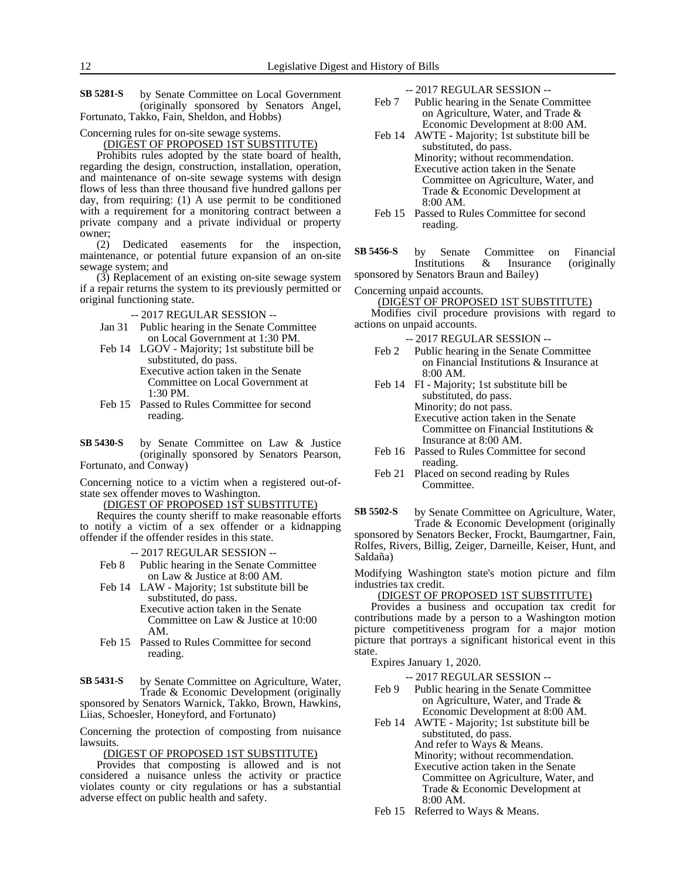**SB 5281-S** by Senate Committee on Local Government (originally sponsored by Senators Angel, Fortunato, Takko, Fain, Sheldon, and Hobbs)

Concerning rules for on-site sewage systems.

(DIGEST OF PROPOSED 1ST SUBSTITUTE)

Prohibits rules adopted by the state board of health, regarding the design, construction, installation, operation, and maintenance of on-site sewage systems with design flows of less than three thousand five hundred gallons per day, from requiring: (1) A use permit to be conditioned with a requirement for a monitoring contract between a private company and a private individual or property owner;

(2) Dedicated easements for the inspection, maintenance, or potential future expansion of an on-site sewage system; and

(3) Replacement of an existing on-site sewage system if a repair returns the system to its previously permitted or original functioning state.

-- 2017 REGULAR SESSION --

Jan 31 Public hearing in the Senate Committee on Local Government at 1:30 PM.

Feb 14 LGOV - Majority; 1st substitute bill be substituted, do pass.
Executive action taken in the Senate Committee on Local Government at 1:30 PM.

Feb 15 Passed to Rules Committee for second reading.

**SB 5430-S** by Senate Committee on Law & Justice (originally sponsored by Senators Pearson, Fortunato, and Conway)

Concerning notice to a victim when a registered out-of-state sex offender moves to Washington.

(DIGEST OF PROPOSED 1ST SUBSTITUTE)

Requires the county sheriff to make reasonable efforts to notify a victim of a sex offender or a kidnapping offender if the offender resides in this state.

-- 2017 REGULAR SESSION --

Feb 8 Public hearing in the Senate Committee on Law & Justice at 8:00 AM.

Feb 14 LAW - Majority; 1st substitute bill be substituted, do pass.
Executive action taken in the Senate Committee on Law & Justice at 10:00 AM.

Feb 15 Passed to Rules Committee for second reading.

**SB 5431-S** by Senate Committee on Agriculture, Water, Trade & Economic Development (originally sponsored by Senators Warnick, Takko, Brown, Hawkins, Liias, Schoesler, Honeyford, and Fortunato)

Concerning the protection of composting from nuisance lawsuits.

(DIGEST OF PROPOSED 1ST SUBSTITUTE)

Provides that composting is allowed and is not considered a nuisance unless the activity or practice violates county or city regulations or has a substantial adverse effect on public health and safety.

-- 2017 REGULAR SESSION --

Feb 7 Public hearing in the Senate Committee on Agriculture, Water, and Trade & Economic Development at 8:00 AM.

Feb 14 AWTE - Majority; 1st substitute bill be substituted, do pass.
Minority; without recommendation.
Executive action taken in the Senate Committee on Agriculture, Water, and Trade & Economic Development at 8:00 AM.

Feb 15 Passed to Rules Committee for second reading.

**SB 5456-S** by Senate Committee on Financial Institutions & Insurance (originally sponsored by Senators Braun and Bailey)

Concerning unpaid accounts.

(DIGEST OF PROPOSED 1ST SUBSTITUTE)

Modifies civil procedure provisions with regard to actions on unpaid accounts.

-- 2017 REGULAR SESSION --

Feb 2 Public hearing in the Senate Committee on Financial Institutions & Insurance at 8:00 AM.

Feb 14 FI - Majority; 1st substitute bill be substituted, do pass.
Minority; do not pass.
Executive action taken in the Senate Committee on Financial Institutions & Insurance at 8:00 AM.

Feb 16 Passed to Rules Committee for second reading.

Feb 21 Placed on second reading by Rules Committee.

**SB 5502-S** by Senate Committee on Agriculture, Water, Trade & Economic Development (originally sponsored by Senators Becker, Frockt, Baumgartner, Fain, Rolfes, Rivers, Billig, Zeiger, Darneille, Keiser, Hunt, and Saldaña)

Modifying Washington state's motion picture and film industries tax credit.

(DIGEST OF PROPOSED 1ST SUBSTITUTE)

Provides a business and occupation tax credit for contributions made by a person to a Washington motion picture competitiveness program for a major motion picture that portrays a significant historical event in this state.

Expires January 1, 2020.

-- 2017 REGULAR SESSION --

Feb 9 Public hearing in the Senate Committee on Agriculture, Water, and Trade & Economic Development at 8:00 AM.

Feb 14 AWTE - Majority; 1st substitute bill be substituted, do pass.
And refer to Ways & Means.
Minority; without recommendation.
Executive action taken in the Senate Committee on Agriculture, Water, and Trade & Economic Development at 8:00 AM.

Feb 15 Referred to Ways & Means.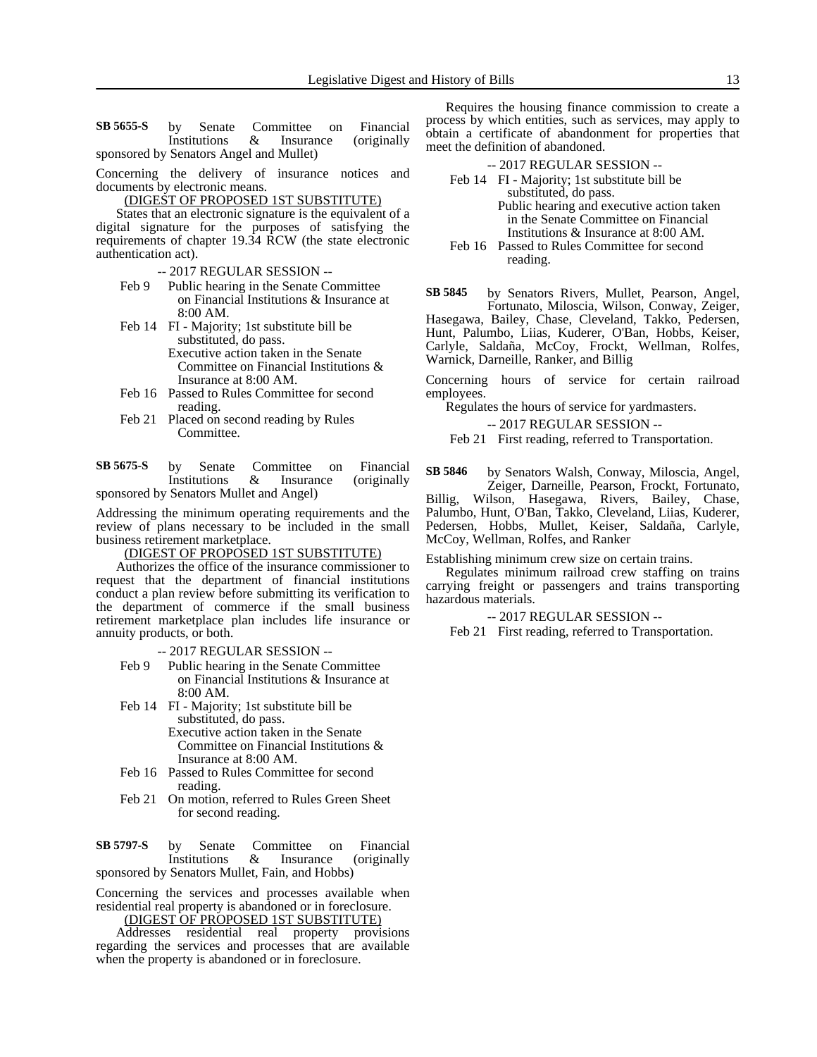**SB 5655-S** by Senate Committee on Financial Institutions & Insurance (originally sponsored by Senators Angel and Mullet)

Concerning the delivery of insurance notices and documents by electronic means.

(DIGEST OF PROPOSED 1ST SUBSTITUTE)

States that an electronic signature is the equivalent of a digital signature for the purposes of satisfying the requirements of chapter 19.34 RCW (the state electronic authentication act).

-- 2017 REGULAR SESSION --

Feb 9 Public hearing in the Senate Committee on Financial Institutions & Insurance at 8:00 AM.

Feb 14 FI - Majority; 1st substitute bill be substituted, do pass.
Executive action taken in the Senate Committee on Financial Institutions & Insurance at 8:00 AM.

Feb 16 Passed to Rules Committee for second reading.

Feb 21 Placed on second reading by Rules Committee.

**SB 5675-S** by Senate Committee on Financial Institutions & Insurance (originally sponsored by Senators Mullet and Angel)

Addressing the minimum operating requirements and the review of plans necessary to be included in the small business retirement marketplace.

(DIGEST OF PROPOSED 1ST SUBSTITUTE)

Authorizes the office of the insurance commissioner to request that the department of financial institutions conduct a plan review before submitting its verification to the department of commerce if the small business retirement marketplace plan includes life insurance or annuity products, or both.

-- 2017 REGULAR SESSION --

Feb 9 Public hearing in the Senate Committee on Financial Institutions & Insurance at 8:00 AM.

Feb 14 FI - Majority; 1st substitute bill be substituted, do pass.
Executive action taken in the Senate Committee on Financial Institutions & Insurance at 8:00 AM.

Feb 16 Passed to Rules Committee for second reading.

Feb 21 On motion, referred to Rules Green Sheet for second reading.

**SB 5797-S** by Senate Committee on Financial Institutions & Insurance (originally sponsored by Senators Mullet, Fain, and Hobbs)

Concerning the services and processes available when residential real property is abandoned or in foreclosure.

(DIGEST OF PROPOSED 1ST SUBSTITUTE)

Addresses residential real property provisions regarding the services and processes that are available when the property is abandoned or in foreclosure.

Requires the housing finance commission to create a process by which entities, such as services, may apply to obtain a certificate of abandonment for properties that meet the definition of abandoned.

-- 2017 REGULAR SESSION --

Feb 14 FI - Majority; 1st substitute bill be substituted, do pass.
Public hearing and executive action taken in the Senate Committee on Financial Institutions & Insurance at 8:00 AM.

Feb 16 Passed to Rules Committee for second reading.

**SB 5845** by Senators Rivers, Mullet, Pearson, Angel, Fortunato, Miloscia, Wilson, Conway, Zeiger, Hasegawa, Bailey, Chase, Cleveland, Takko, Pedersen, Hunt, Palumbo, Liias, Kuderer, O'Ban, Hobbs, Keiser, Carlyle, Saldaña, McCoy, Frockt, Wellman, Rolfes, Warnick, Darneille, Ranker, and Billig

Concerning hours of service for certain railroad employees.

Regulates the hours of service for yardmasters.

-- 2017 REGULAR SESSION --

Feb 21 First reading, referred to Transportation.

**SB 5846** by Senators Walsh, Conway, Miloscia, Angel, Zeiger, Darneille, Pearson, Frockt, Fortunato, Billig, Wilson, Hasegawa, Rivers, Bailey, Chase, Palumbo, Hunt, O'Ban, Takko, Cleveland, Liias, Kuderer, Pedersen, Hobbs, Mullet, Keiser, Saldaña, Carlyle, McCoy, Wellman, Rolfes, and Ranker

Establishing minimum crew size on certain trains.

Regulates minimum railroad crew staffing on trains carrying freight or passengers and trains transporting hazardous materials.

-- 2017 REGULAR SESSION --

Feb 21 First reading, referred to Transportation.